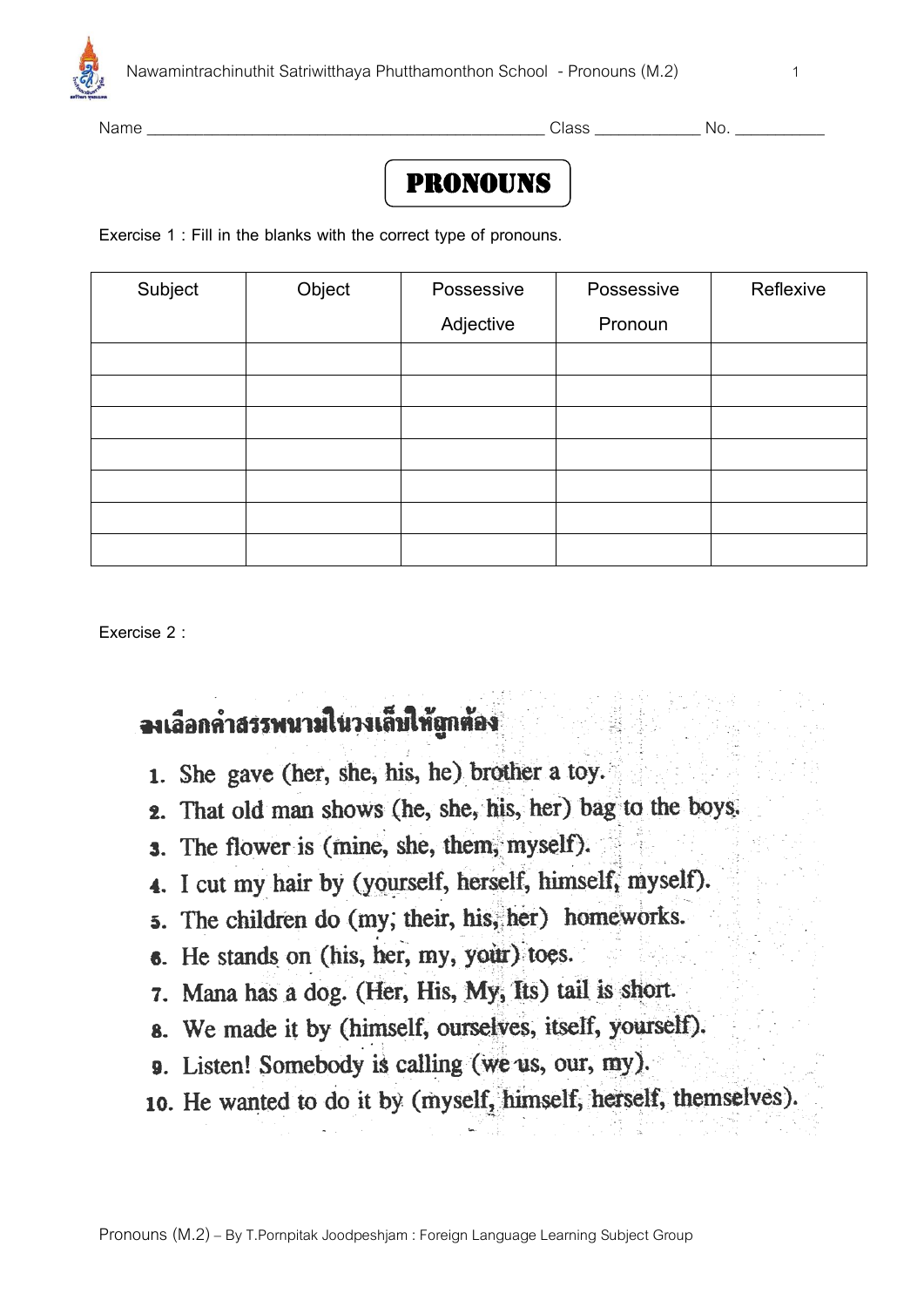Name ______________________________________________ Class ____________ No. __________

# PRONOUNS

Exercise 1 : Fill in the blanks with the correct type of pronouns.

| Subject | Object | Possessive Adjective | Possessive Pronoun | Reflexive |
|---|---|---|---|---|
| | | | | |
| | | | | |
| | | | | |
| | | | | |
| | | | | |
| | | | | |
| | | | | |

Exercise 2 :

**จงเลือกคำสรรพนามในวงเล็บให้ถูกต้อง**

1. She gave (her, she, his, he) brother a toy.
2. That old man shows (he, she, his, her) bag to the boys.
3. The flower is (mine, she, them, myself).
4. I cut my hair by (yourself, herself, himself, myself).
5. The children do (my, their, his, her) homeworks.
6. He stands on (his, her, my, your) toes.
7. Mana has a dog. (Her, His, My, Its) tail is short.
8. We made it by (himself, ourselves, itself, yourself).
9. Listen! Somebody is calling (we us, our, my).
10. He wanted to do it by (myself, himself, herself, themselves).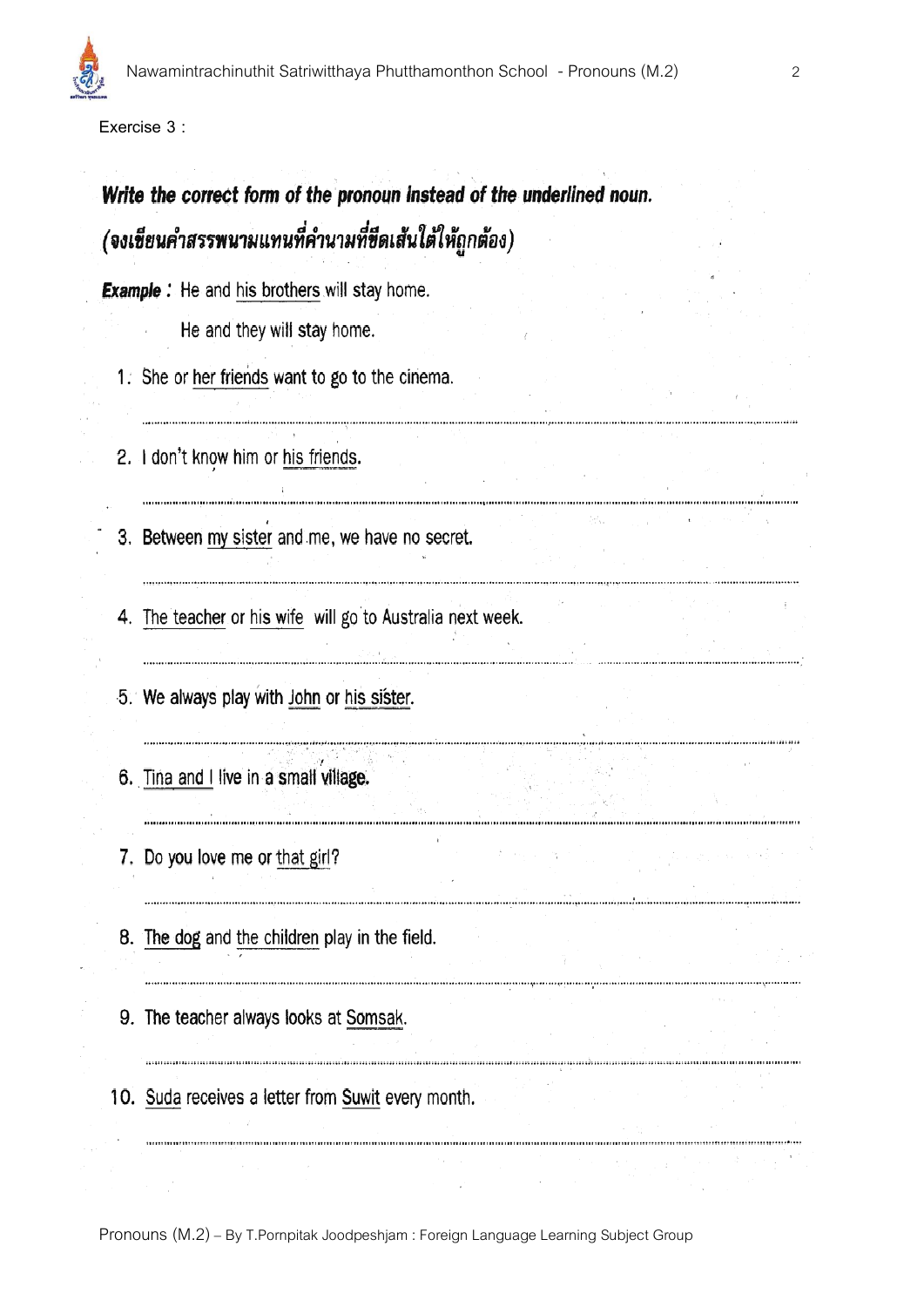Exercise 3 :

***Write the correct form of the pronoun instead of the underlined noun.***

***(จงเขียนคำสรรพนามแทนที่คำนามที่ขีดเส้นใต้ให้ถูกต้อง)***

***Example :*** He and <u>his brothers</u> will stay home.

He and they will stay home.

1. She or <u>her friends</u> want to go to the cinema.

   ..........................................................................................

2. I don't know him or <u>his friends</u>.

   ..........................................................................................

3. Between <u>my sister</u> and me, we have no secret.

   ..........................................................................................

4. <u>The teacher</u> or <u>his wife</u> will go to Australia next week.

   ..........................................................................................

5. We always play with <u>John</u> or <u>his sister</u>.

   ..........................................................................................

6. <u>Tina and I</u> live in a small village.

   ..........................................................................................

7. Do you love me or <u>that girl</u>?

   ..........................................................................................

8. <u>The dog</u> and <u>the children</u> play in the field.

   ..........................................................................................

9. The teacher always looks at <u>Somsak</u>.

   ..........................................................................................

10. <u>Suda</u> receives a letter from <u>Suwit</u> every month.

    ..........................................................................................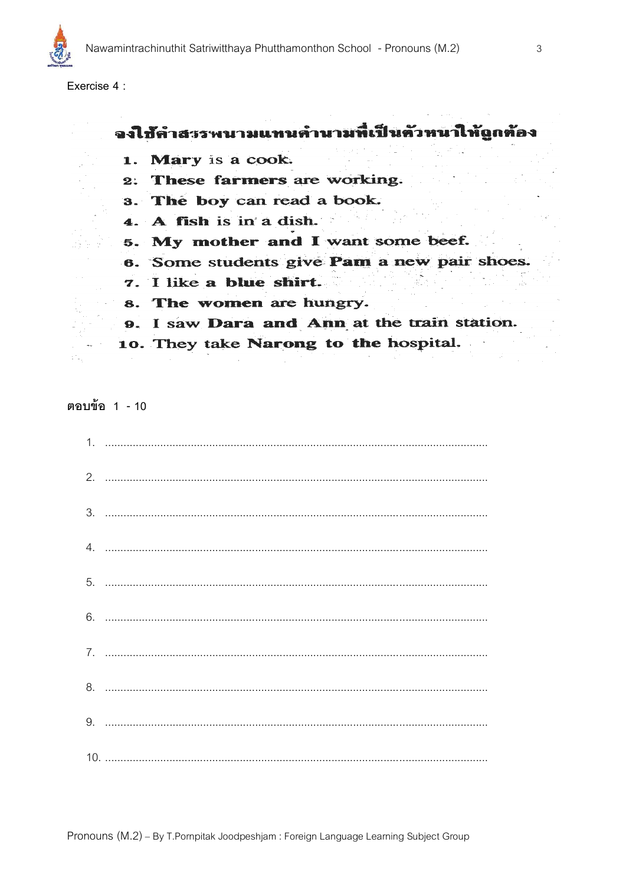Exercise 4 :

**จงใช้คำสรรพนามแทนคำนามที่เป็นตัวหนาให้ถูกต้อง**

1. **Mary** is a cook.
2. **These farmers** are working.
3. **The boy** can read a book.
4. **A fish** is in a dish.
5. **My mother and I** want some beef.
6. Some students give **Pam** a new pair shoes.
7. I like **a blue shirt**.
8. **The women** are hungry.
9. I saw **Dara and Ann** at the train station.
10. They take **Narong** to **the hospital**.

**ตอบข้อ 1 - 10**

1. ............................................................................................................................
2. ............................................................................................................................
3. ............................................................................................................................
4. ............................................................................................................................
5. ............................................................................................................................
6. ............................................................................................................................
7. ............................................................................................................................
8. ............................................................................................................................
9. ............................................................................................................................
10. ............................................................................................................................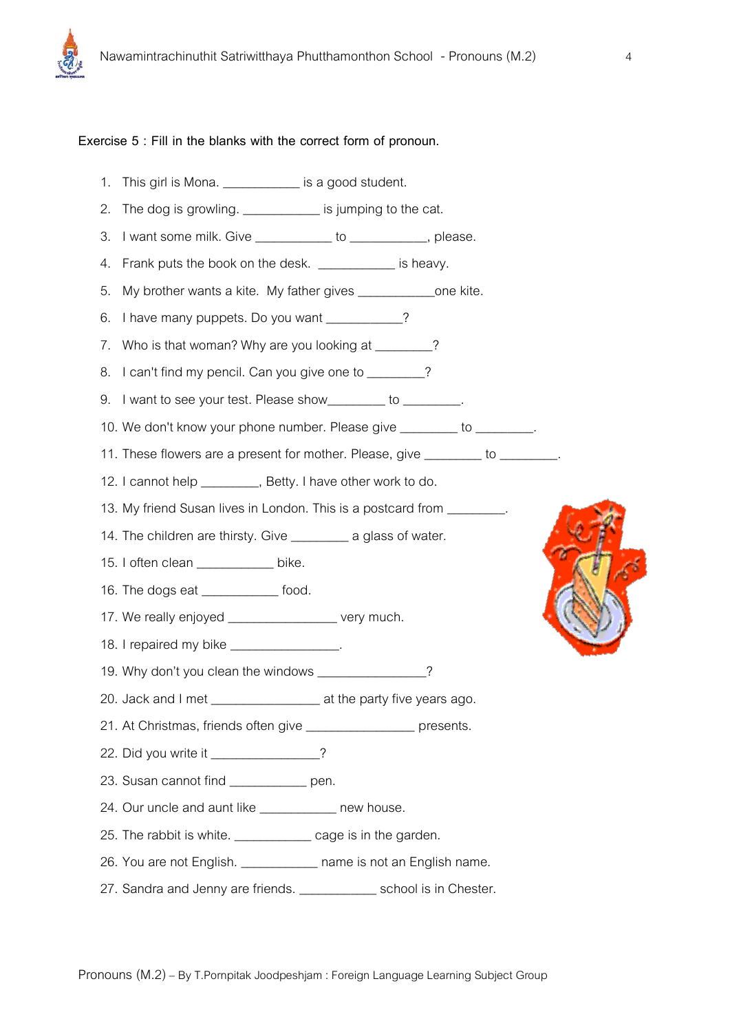Exercise 5 : Fill in the blanks with the correct form of pronoun.

1. This girl is Mona. ___________ is a good student.
2. The dog is growling. ___________ is jumping to the cat.
3. I want some milk. Give ___________ to ___________, please.
4. Frank puts the book on the desk. ___________ is heavy.
5. My brother wants a kite. My father gives ___________one kite.
6. I have many puppets. Do you want ___________?
7. Who is that woman? Why are you looking at ________?
8. I can't find my pencil. Can you give one to ________?
9. I want to see your test. Please show________ to ________.
10. We don't know your phone number. Please give ________ to ________.
11. These flowers are a present for mother. Please, give ________ to ________.
12. I cannot help ________, Betty. I have other work to do.
13. My friend Susan lives in London. This is a postcard from ________.
14. The children are thirsty. Give ________ a glass of water.
15. I often clean ___________ bike.
16. The dogs eat ___________ food.
17. We really enjoyed _______________ very much.
18. I repaired my bike _______________.
19. Why don't you clean the windows _______________?
20. Jack and I met _______________ at the party five years ago.
21. At Christmas, friends often give _______________ presents.
22. Did you write it _______________?
23. Susan cannot find ___________ pen.
24. Our uncle and aunt like ___________ new house.
25. The rabbit is white. ___________ cage is in the garden.
26. You are not English. ___________ name is not an English name.
27. Sandra and Jenny are friends. ___________ school is in Chester.